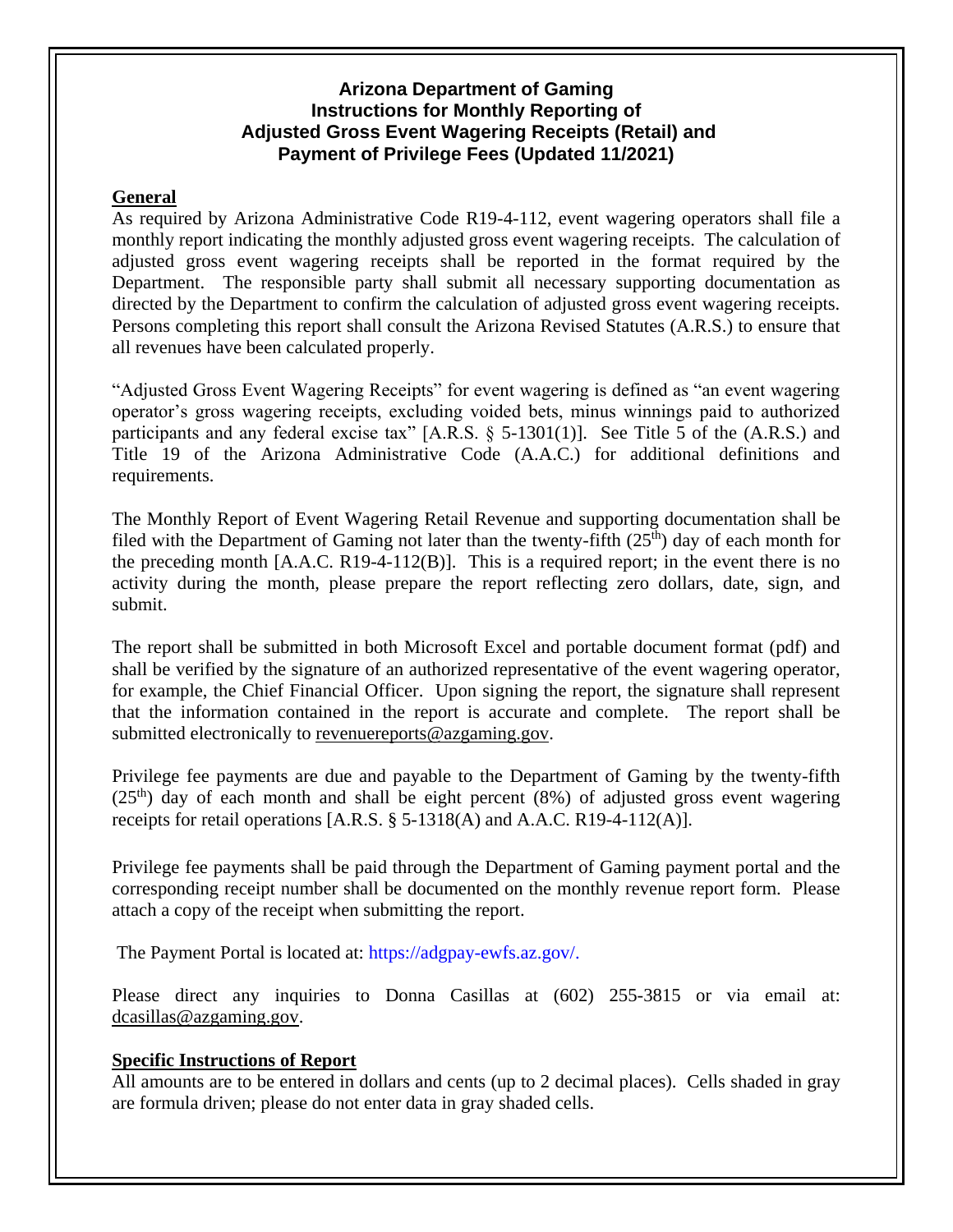# Arizona Department of Gaming
# Instructions for Monthly Reporting of
# Adjusted Gross Event Wagering Receipts (Retail) and
# Payment of Privilege Fees (Updated 11/2021)

## General

As required by Arizona Administrative Code R19-4-112, event wagering operators shall file a monthly report indicating the monthly adjusted gross event wagering receipts. The calculation of adjusted gross event wagering receipts shall be reported in the format required by the Department. The responsible party shall submit all necessary supporting documentation as directed by the Department to confirm the calculation of adjusted gross event wagering receipts. Persons completing this report shall consult the Arizona Revised Statutes (A.R.S.) to ensure that all revenues have been calculated properly.

"Adjusted Gross Event Wagering Receipts" for event wagering is defined as "an event wagering operator's gross wagering receipts, excluding voided bets, minus winnings paid to authorized participants and any federal excise tax" [A.R.S. § 5-1301(1)]. See Title 5 of the (A.R.S.) and Title 19 of the Arizona Administrative Code (A.A.C.) for additional definitions and requirements.

The Monthly Report of Event Wagering Retail Revenue and supporting documentation shall be filed with the Department of Gaming not later than the twenty-fifth (25th) day of each month for the preceding month [A.A.C. R19-4-112(B)]. This is a required report; in the event there is no activity during the month, please prepare the report reflecting zero dollars, date, sign, and submit.

The report shall be submitted in both Microsoft Excel and portable document format (pdf) and shall be verified by the signature of an authorized representative of the event wagering operator, for example, the Chief Financial Officer. Upon signing the report, the signature shall represent that the information contained in the report is accurate and complete. The report shall be submitted electronically to revenuereports@azgaming.gov.

Privilege fee payments are due and payable to the Department of Gaming by the twenty-fifth (25th) day of each month and shall be eight percent (8%) of adjusted gross event wagering receipts for retail operations [A.R.S. § 5-1318(A) and A.A.C. R19-4-112(A)].

Privilege fee payments shall be paid through the Department of Gaming payment portal and the corresponding receipt number shall be documented on the monthly revenue report form. Please attach a copy of the receipt when submitting the report.

The Payment Portal is located at: https://adgpay-ewfs.az.gov/.

Please direct any inquiries to Donna Casillas at (602) 255-3815 or via email at: dcasillas@azgaming.gov.

## Specific Instructions of Report

All amounts are to be entered in dollars and cents (up to 2 decimal places). Cells shaded in gray are formula driven; please do not enter data in gray shaded cells.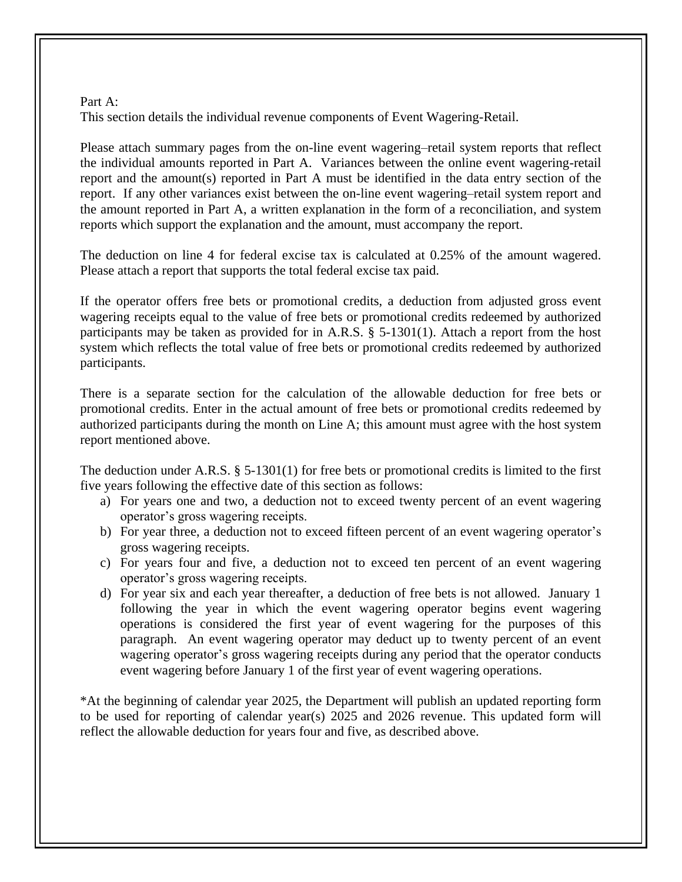Part A:
This section details the individual revenue components of Event Wagering-Retail.

Please attach summary pages from the on-line event wagering–retail system reports that reflect the individual amounts reported in Part A. Variances between the online event wagering-retail report and the amount(s) reported in Part A must be identified in the data entry section of the report. If any other variances exist between the on-line event wagering–retail system report and the amount reported in Part A, a written explanation in the form of a reconciliation, and system reports which support the explanation and the amount, must accompany the report.

The deduction on line 4 for federal excise tax is calculated at 0.25% of the amount wagered. Please attach a report that supports the total federal excise tax paid.

If the operator offers free bets or promotional credits, a deduction from adjusted gross event wagering receipts equal to the value of free bets or promotional credits redeemed by authorized participants may be taken as provided for in A.R.S. § 5-1301(1). Attach a report from the host system which reflects the total value of free bets or promotional credits redeemed by authorized participants.

There is a separate section for the calculation of the allowable deduction for free bets or promotional credits. Enter in the actual amount of free bets or promotional credits redeemed by authorized participants during the month on Line A; this amount must agree with the host system report mentioned above.

The deduction under A.R.S. § 5-1301(1) for free bets or promotional credits is limited to the first five years following the effective date of this section as follows:

a) For years one and two, a deduction not to exceed twenty percent of an event wagering operator's gross wagering receipts.
b) For year three, a deduction not to exceed fifteen percent of an event wagering operator's gross wagering receipts.
c) For years four and five, a deduction not to exceed ten percent of an event wagering operator's gross wagering receipts.
d) For year six and each year thereafter, a deduction of free bets is not allowed. January 1 following the year in which the event wagering operator begins event wagering operations is considered the first year of event wagering for the purposes of this paragraph. An event wagering operator may deduct up to twenty percent of an event wagering operator's gross wagering receipts during any period that the operator conducts event wagering before January 1 of the first year of event wagering operations.

*At the beginning of calendar year 2025, the Department will publish an updated reporting form to be used for reporting of calendar year(s) 2025 and 2026 revenue. This updated form will reflect the allowable deduction for years four and five, as described above.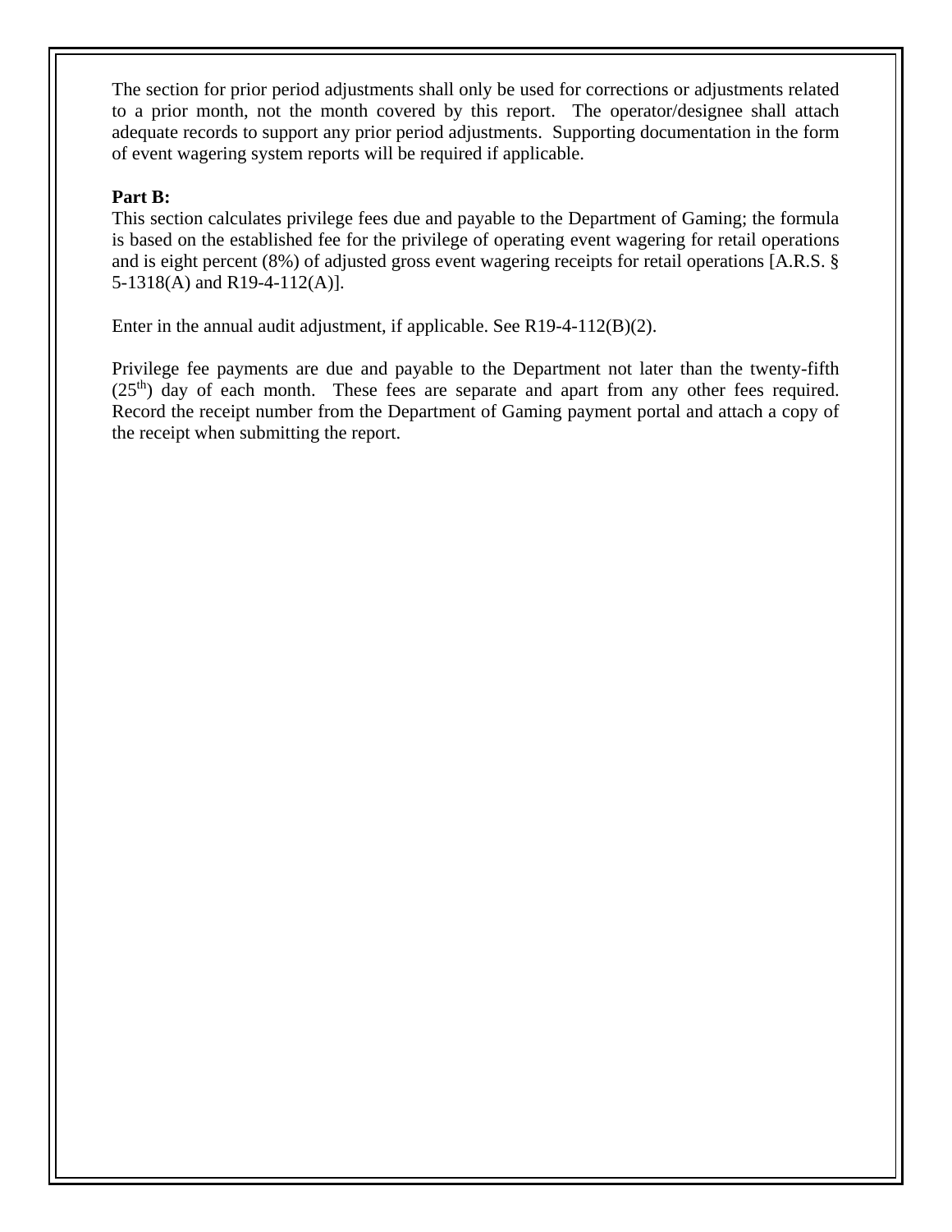The section for prior period adjustments shall only be used for corrections or adjustments related to a prior month, not the month covered by this report. The operator/designee shall attach adequate records to support any prior period adjustments. Supporting documentation in the form of event wagering system reports will be required if applicable.

**Part B:**
This section calculates privilege fees due and payable to the Department of Gaming; the formula is based on the established fee for the privilege of operating event wagering for retail operations and is eight percent (8%) of adjusted gross event wagering receipts for retail operations [A.R.S. § 5-1318(A) and R19-4-112(A)].

Enter in the annual audit adjustment, if applicable. See R19-4-112(B)(2).

Privilege fee payments are due and payable to the Department not later than the twenty-fifth (25th) day of each month. These fees are separate and apart from any other fees required. Record the receipt number from the Department of Gaming payment portal and attach a copy of the receipt when submitting the report.